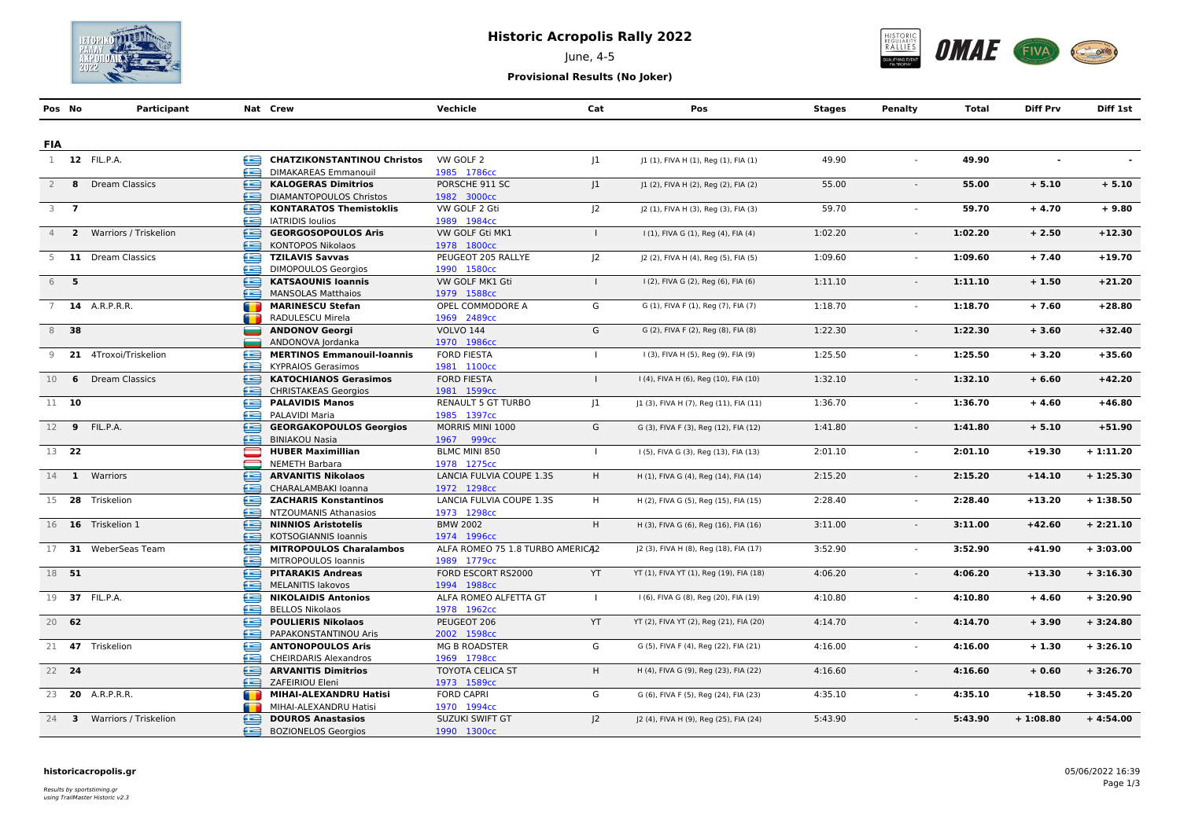# Historic Acropolis Rally 2022

June, 4-5

**Provisional Results (No Joker)**

| Pos | No | Participant | Nat | Crew | Vechicle | Cat | Pos | Stages | Penalty | Total | Diff Prv | Diff 1st |
|---|---|---|---|---|---|---|---|---|---|---|---|---|
| **FIA** | | | | | | | | | | | | |
| 1 | **12** | FIL.P.A. | | **CHATZIKONSTANTINOU Christos** / DIMAKAREAS Emmanouil | VW GOLF 2 / 1985 1786cc | J1 | J1 (1), FIVA H (1), Reg (1), FIA (1) | 49.90 | - | **49.90** | **-** | **-** |
| 2 | **8** | Dream Classics | | **KALOGERAS Dimitrios** / DIAMANTOPOULOS Christos | PORSCHE 911 SC / 1982 3000cc | J1 | J1 (2), FIVA H (2), Reg (2), FIA (2) | 55.00 | - | **55.00** | **+ 5.10** | **+ 5.10** |
| 3 | **7** | | | **KONTARATOS Themistoklis** / IATRIDIS Ioulios | VW GOLF 2 Gti / 1989 1984cc | J2 | J2 (1), FIVA H (3), Reg (3), FIA (3) | 59.70 | - | **59.70** | **+ 4.70** | **+ 9.80** |
| 4 | **2** | Warriors / Triskelion | | **GEORGOSOPOULOS Aris** / KONTOPOS Nikolaos | VW GOLF Gti MK1 / 1978 1800cc | I | I (1), FIVA G (1), Reg (4), FIA (4) | 1:02.20 | - | **1:02.20** | **+ 2.50** | **+12.30** |
| 5 | **11** | Dream Classics | | **TZILAVIS Savvas** / DIMOPOULOS Georgios | PEUGEOT 205 RALLYE / 1990 1580cc | J2 | J2 (2), FIVA H (4), Reg (5), FIA (5) | 1:09.60 | - | **1:09.60** | **+ 7.40** | **+19.70** |
| 6 | **5** | | | **KATSAOUNIS Ioannis** / MANSOLAS Matthaios | VW GOLF MK1 Gti / 1979 1588cc | I | I (2), FIVA G (2), Reg (6), FIA (6) | 1:11.10 | - | **1:11.10** | **+ 1.50** | **+21.20** |
| 7 | **14** | A.R.P.R.R. | | **MARINESCU Stefan** / RADULESCU Mirela | OPEL COMMODORE A / 1969 2489cc | G | G (1), FIVA F (1), Reg (7), FIA (7) | 1:18.70 | - | **1:18.70** | **+ 7.60** | **+28.80** |
| 8 | **38** | | | **ANDONOV Georgi** / ANDONOVA Jordanka | VOLVO 144 / 1970 1986cc | G | G (2), FIVA F (2), Reg (8), FIA (8) | 1:22.30 | - | **1:22.30** | **+ 3.60** | **+32.40** |
| 9 | **21** | 4Troxoi/Triskelion | | **MERTINOS Emmanouil-Ioannis** / KYPRAIOS Gerasimos | FORD FIESTA / 1981 1100cc | I | I (3), FIVA H (5), Reg (9), FIA (9) | 1:25.50 | - | **1:25.50** | **+ 3.20** | **+35.60** |
| 10 | **6** | Dream Classics | | **KATOCHIANOS Gerasimos** / CHRISTAKEAS Georgios | FORD FIESTA / 1981 1599cc | I | I (4), FIVA H (6), Reg (10), FIA (10) | 1:32.10 | - | **1:32.10** | **+ 6.60** | **+42.20** |
| 11 | **10** | | | **PALAVIDIS Manos** / PALAVIDI Maria | RENAULT 5 GT TURBO / 1985 1397cc | J1 | J1 (3), FIVA H (7), Reg (11), FIA (11) | 1:36.70 | - | **1:36.70** | **+ 4.60** | **+46.80** |
| 12 | **9** | FIL.P.A. | | **GEORGAKOPOULOS Georgios** / BINIAKOU Nasia | MORRIS MINI 1000 / 1967 999cc | G | G (3), FIVA F (3), Reg (12), FIA (12) | 1:41.80 | - | **1:41.80** | **+ 5.10** | **+51.90** |
| 13 | **22** | | | **HUBER Maximillian** / NEMETH Barbara | BLMC MINI 850 / 1978 1275cc | I | I (5), FIVA G (3), Reg (13), FIA (13) | 2:01.10 | - | **2:01.10** | **+19.30** | **+ 1:11.20** |
| 14 | **1** | Warriors | | **ARVANITIS Nikolaos** / CHARALAMBAKI Ioanna | LANCIA FULVIA COUPE 1.3S / 1972 1298cc | H | H (1), FIVA G (4), Reg (14), FIA (14) | 2:15.20 | - | **2:15.20** | **+14.10** | **+ 1:25.30** |
| 15 | **28** | Triskelion | | **ZACHARIS Konstantinos** / NTZOUMANIS Athanasios | LANCIA FULVIA COUPE 1.3S / 1973 1298cc | H | H (2), FIVA G (5), Reg (15), FIA (15) | 2:28.40 | - | **2:28.40** | **+13.20** | **+ 1:38.50** |
| 16 | **16** | Triskelion 1 | | **NINNIOS Aristotelis** / KOTSOGIANNIS Ioannis | BMW 2002 / 1974 1996cc | H | H (3), FIVA G (6), Reg (16), FIA (16) | 3:11.00 | - | **3:11.00** | **+42.60** | **+ 2:21.10** |
| 17 | **31** | WeberSeas Team | | **MITROPOULOS Charalambos** / MITROPOULOS Ioannis | ALFA ROMEO 75 1.8 TURBO AMERICA / 1989 1779cc | J2 | J2 (3), FIVA H (8), Reg (18), FIA (17) | 3:52.90 | - | **3:52.90** | **+41.90** | **+ 3:03.00** |
| 18 | **51** | | | **PITARAKIS Andreas** / MELANITIS Iakovos | FORD ESCORT RS2000 / 1994 1988cc | YT | YT (1), FIVA YT (1), Reg (19), FIA (18) | 4:06.20 | - | **4:06.20** | **+13.30** | **+ 3:16.30** |
| 19 | **37** | FIL.P.A. | | **NIKOLAIDIS Antonios** / BELLOS Nikolaos | ALFA ROMEO ALFETTA GT / 1978 1962cc | I | I (6), FIVA G (8), Reg (20), FIA (19) | 4:10.80 | - | **4:10.80** | **+ 4.60** | **+ 3:20.90** |
| 20 | **62** | | | **POULIERIS Nikolaos** / PAPAKONSTANTINOU Aris | PEUGEOT 206 / 2002 1598cc | YT | YT (2), FIVA YT (2), Reg (21), FIA (20) | 4:14.70 | - | **4:14.70** | **+ 3.90** | **+ 3:24.80** |
| 21 | **47** | Triskelion | | **ANTONOPOULOS Aris** / CHEIRDARIS Alexandros | MG B ROADSTER / 1969 1798cc | G | G (5), FIVA F (4), Reg (22), FIA (21) | 4:16.00 | - | **4:16.00** | **+ 1.30** | **+ 3:26.10** |
| 22 | **24** | | | **ARVANITIS Dimitrios** / ZAFEIRIOU Eleni | TOYOTA CELICA ST / 1973 1589cc | H | H (4), FIVA G (9), Reg (23), FIA (22) | 4:16.60 | - | **4:16.60** | **+ 0.60** | **+ 3:26.70** |
| 23 | **20** | A.R.P.R.R. | | **MIHAI-ALEXANDRU Hatisi** / MIHAI-ALEXANDRU Hatisi | FORD CAPRI / 1970 1994cc | G | G (6), FIVA F (5), Reg (24), FIA (23) | 4:35.10 | - | **4:35.10** | **+18.50** | **+ 3:45.20** |
| 24 | **3** | Warriors / Triskelion | | **DOUROS Anastasios** / BOZIONELOS Georgios | SUZUKI SWIFT GT / 1990 1300cc | J2 | J2 (4), FIVA H (9), Reg (25), FIA (24) | 5:43.90 | - | **5:43.90** | **+ 1:08.80** | **+ 4:54.00** |

**historicacropolis.gr**

05/06/2022 16:39

*Results by sportstiming.gr*
*using TrailMaster Historic v2.3*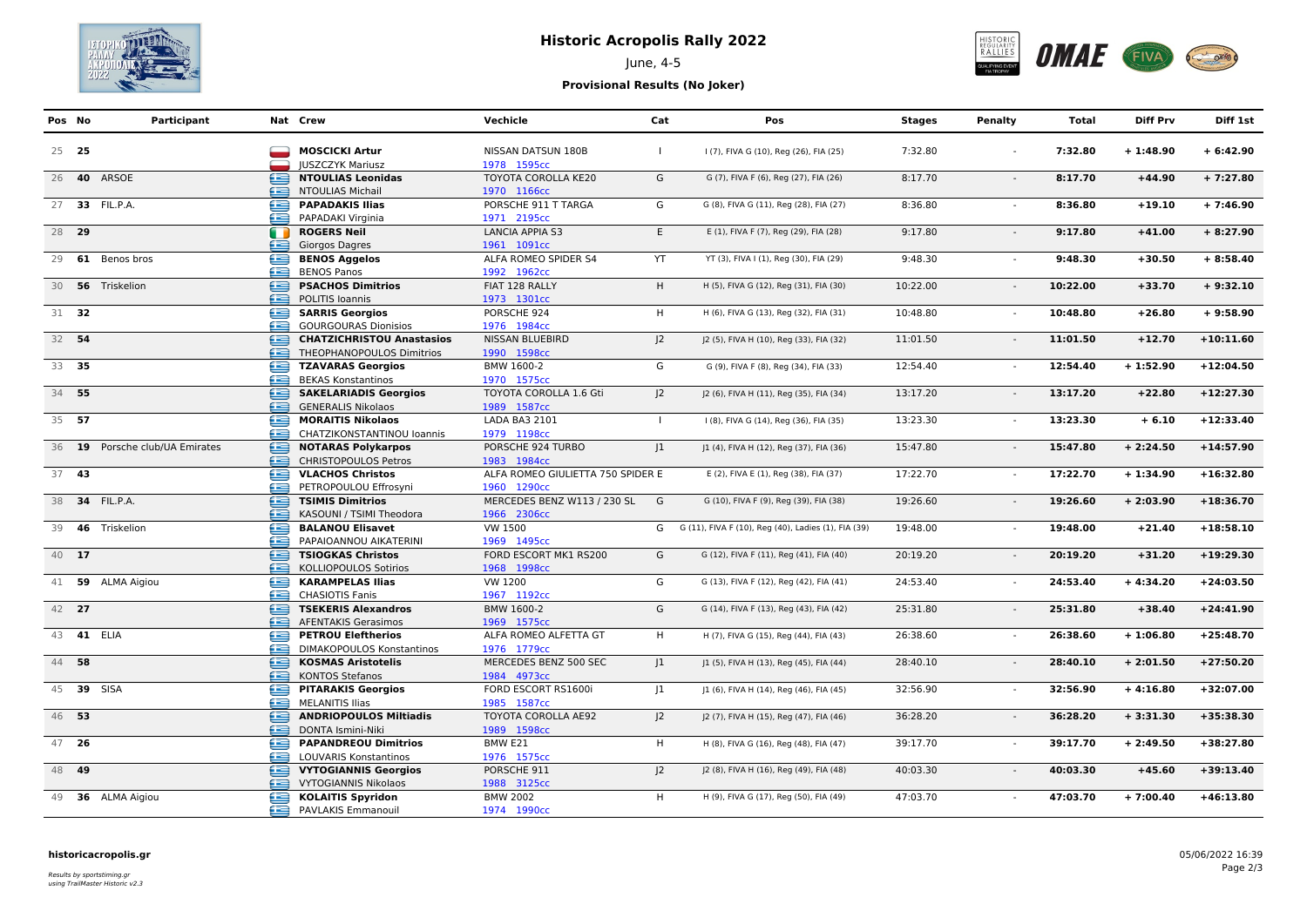# Historic Acropolis Rally 2022

June, 4-5

**Provisional Results (No Joker)**

| Pos | No | Participant | Nat | Crew | Vechicle | Cat | Pos | Stages | Penalty | Total | Diff Prv | Diff 1st |
|---|---|---|---|---|---|---|---|---|---|---|---|---|
| 25 | **25** | | | **MOSCICKI Artur**<br>JUSZCZYK Mariusz | NISSAN DATSUN 180B<br>1978 1595cc | I | I (7), FIVA G (10), Reg (26), FIA (25) | 7:32.80 | - | **7:32.80** | **+ 1:48.90** | **+ 6:42.90** |
| 26 | **40** | ARSOE | | **NTOULIAS Leonidas**<br>NTOULIAS Michail | TOYOTA COROLLA KE20<br>1970 1166cc | G | G (7), FIVA F (6), Reg (27), FIA (26) | 8:17.70 | - | **8:17.70** | **+44.90** | **+ 7:27.80** |
| 27 | **33** | FIL.P.A. | | **PAPADAKIS Ilias**<br>PAPADAKI Virginia | PORSCHE 911 T TARGA<br>1971 2195cc | G | G (8), FIVA G (11), Reg (28), FIA (27) | 8:36.80 | - | **8:36.80** | **+19.10** | **+ 7:46.90** |
| 28 | **29** | | | **ROGERS Neil**<br>Giorgos Dagres | LANCIA APPIA S3<br>1961 1091cc | E | E (1), FIVA F (7), Reg (29), FIA (28) | 9:17.80 | - | **9:17.80** | **+41.00** | **+ 8:27.90** |
| 29 | **61** | Benos bros | | **BENOS Aggelos**<br>BENOS Panos | ALFA ROMEO SPIDER S4<br>1992 1962cc | YT | YT (3), FIVA I (1), Reg (30), FIA (29) | 9:48.30 | - | **9:48.30** | **+30.50** | **+ 8:58.40** |
| 30 | **56** | Triskelion | | **PSACHOS Dimitrios**<br>POLITIS Ioannis | FIAT 128 RALLY<br>1973 1301cc | H | H (5), FIVA G (12), Reg (31), FIA (30) | 10:22.00 | - | **10:22.00** | **+33.70** | **+ 9:32.10** |
| 31 | **32** | | | **SARRIS Georgios**<br>GOURGOURAS Dionisios | PORSCHE 924<br>1976 1984cc | H | H (6), FIVA G (13), Reg (32), FIA (31) | 10:48.80 | - | **10:48.80** | **+26.80** | **+ 9:58.90** |
| 32 | **54** | | | **CHATZICHRISTOU Anastasios**<br>THEOPHANOPOULOS Dimitrios | NISSAN BLUEBIRD<br>1990 1598cc | J2 | J2 (5), FIVA H (10), Reg (33), FIA (32) | 11:01.50 | - | **11:01.50** | **+12.70** | **+10:11.60** |
| 33 | **35** | | | **TZAVARAS Georgios**<br>BEKAS Konstantinos | BMW 1600-2<br>1970 1575cc | G | G (9), FIVA F (8), Reg (34), FIA (33) | 12:54.40 | - | **12:54.40** | **+ 1:52.90** | **+12:04.50** |
| 34 | **55** | | | **SAKELARIADIS Georgios**<br>GENERALIS Nikolaos | TOYOTA COROLLA 1.6 Gti<br>1989 1587cc | J2 | J2 (6), FIVA H (11), Reg (35), FIA (34) | 13:17.20 | - | **13:17.20** | **+22.80** | **+12:27.30** |
| 35 | **57** | | | **MORAITIS Nikolaos**<br>CHATZIKONSTANTINOU Ioannis | LADA BA3 2101<br>1979 1198cc | I | I (8), FIVA G (14), Reg (36), FIA (35) | 13:23.30 | - | **13:23.30** | **+ 6.10** | **+12:33.40** |
| 36 | **19** | Porsche club/UA Emirates | | **NOTARAS Polykarpos**<br>CHRISTOPOULOS Petros | PORSCHE 924 TURBO<br>1983 1984cc | J1 | J1 (4), FIVA H (12), Reg (37), FIA (36) | 15:47.80 | - | **15:47.80** | **+ 2:24.50** | **+14:57.90** |
| 37 | **43** | | | **VLACHOS Christos**<br>PETROPOULOU Efrosyni | ALFA ROMEO GIULIETTA 750 SPIDER<br>1960 1290cc | E | E (2), FIVA E (1), Reg (38), FIA (37) | 17:22.70 | - | **17:22.70** | **+ 1:34.90** | **+16:32.80** |
| 38 | **34** | FIL.P.A. | | **TSIMIS Dimitrios**<br>KASOUNI / TSIMI Theodora | MERCEDES BENZ W113 / 230 SL<br>1966 2306cc | G | G (10), FIVA F (9), Reg (39), FIA (38) | 19:26.60 | - | **19:26.60** | **+ 2:03.90** | **+18:36.70** |
| 39 | **46** | Triskelion | | **BALANOU Elisavet**<br>PAPAIOANNOU AIKATERINI | VW 1500<br>1969 1495cc | G | G (11), FIVA F (10), Reg (40), Ladies (1), FIA (39) | 19:48.00 | - | **19:48.00** | **+21.40** | **+18:58.10** |
| 40 | **17** | | | **TSIOGKAS Christos**<br>KOLLIOPOULOS Sotirios | FORD ESCORT MK1 RS200<br>1968 1998cc | G | G (12), FIVA F (11), Reg (41), FIA (40) | 20:19.20 | - | **20:19.20** | **+31.20** | **+19:29.30** |
| 41 | **59** | ALMA Aigiou | | **KARAMPELAS Ilias**<br>CHASIOTIS Fanis | VW 1200<br>1967 1192cc | G | G (13), FIVA F (12), Reg (42), FIA (41) | 24:53.40 | - | **24:53.40** | **+ 4:34.20** | **+24:03.50** |
| 42 | **27** | | | **TSEKERIS Alexandros**<br>AFENTAKIS Gerasimos | BMW 1600-2<br>1969 1575cc | G | G (14), FIVA F (13), Reg (43), FIA (42) | 25:31.80 | - | **25:31.80** | **+38.40** | **+24:41.90** |
| 43 | **41** | ELIA | | **PETROU Eleftherios**<br>DIMAKOPOULOS Konstantinos | ALFA ROMEO ALFETTA GT<br>1976 1779cc | H | H (7), FIVA G (15), Reg (44), FIA (43) | 26:38.60 | - | **26:38.60** | **+ 1:06.80** | **+25:48.70** |
| 44 | **58** | | | **KOSMAS Aristotelis**<br>KONTOS Stefanos | MERCEDES BENZ 500 SEC<br>1984 4973cc | J1 | J1 (5), FIVA H (13), Reg (45), FIA (44) | 28:40.10 | - | **28:40.10** | **+ 2:01.50** | **+27:50.20** |
| 45 | **39** | SISA | | **PITARAKIS Georgios**<br>MELANITIS Ilias | FORD ESCORT RS1600i<br>1985 1587cc | J1 | J1 (6), FIVA H (14), Reg (46), FIA (45) | 32:56.90 | - | **32:56.90** | **+ 4:16.80** | **+32:07.00** |
| 46 | **53** | | | **ANDRIOPOULOS Miltiadis**<br>DONTA Ismini-Niki | TOYOTA COROLLA AE92<br>1989 1598cc | J2 | J2 (7), FIVA H (15), Reg (47), FIA (46) | 36:28.20 | - | **36:28.20** | **+ 3:31.30** | **+35:38.30** |
| 47 | **26** | | | **PAPANDREOU Dimitrios**<br>LOUVARIS Konstantinos | BMW E21<br>1976 1575cc | H | H (8), FIVA G (16), Reg (48), FIA (47) | 39:17.70 | - | **39:17.70** | **+ 2:49.50** | **+38:27.80** |
| 48 | **49** | | | **VYTOGIANNIS Georgios**<br>VYTOGIANNIS Nikolaos | PORSCHE 911<br>1988 3125cc | J2 | J2 (8), FIVA H (16), Reg (49), FIA (48) | 40:03.30 | - | **40:03.30** | **+45.60** | **+39:13.40** |
| 49 | **36** | ALMA Aigiou | | **KOLAITIS Spyridon**<br>PAVLAKIS Emmanouil | BMW 2002<br>1974 1990cc | H | H (9), FIVA G (17), Reg (50), FIA (49) | 47:03.70 | - | **47:03.70** | **+ 7:00.40** | **+46:13.80** |

historicacropolis.gr

*Results by sportstiming.gr using TrailMaster Historic v2.3*

05/06/2022 16:39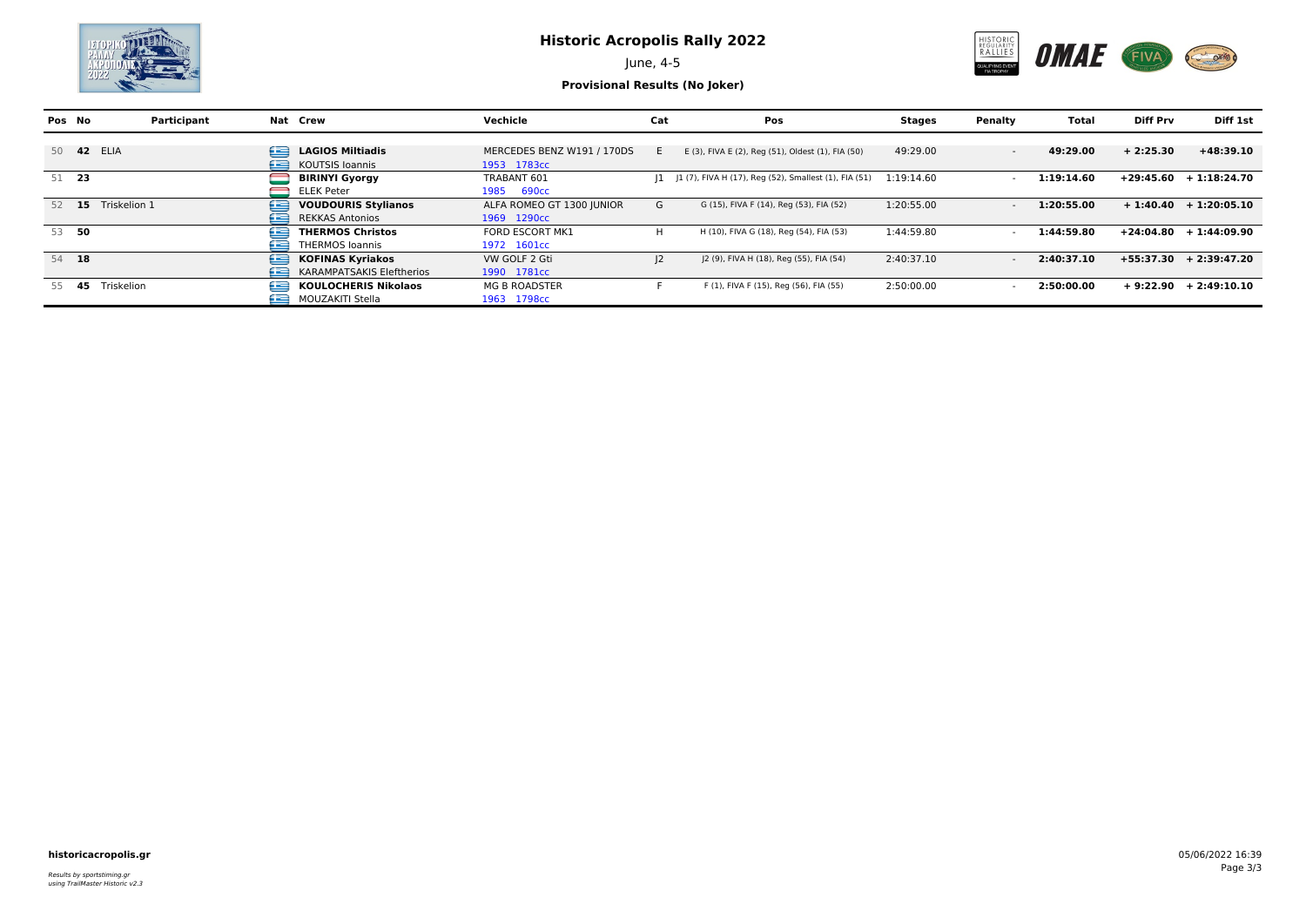# Historic Acropolis Rally 2022

June, 4-5

**Provisional Results (No Joker)**

| Pos | No | Participant | Nat | Crew | Vechicle | Cat | Pos | Stages | Penalty | Total | Diff Prv | Diff 1st |
|---|---|---|---|---|---|---|---|---|---|---|---|---|
| 50 | **42** | ELIA | | **LAGIOS Miltiadis**<br>KOUTSIS Ioannis | MERCEDES BENZ W191 / 170DS<br>1953 1783cc | E | E (3), FIVA E (2), Reg (51), Oldest (1), FIA (50) | 49:29.00 | - | **49:29.00** | **+ 2:25.30** | **+48:39.10** |
| 51 | **23** | | | **BIRINYI Gyorgy**<br>ELEK Peter | TRABANT 601<br>1985 690cc | J1 | J1 (7), FIVA H (17), Reg (52), Smallest (1), FIA (51) | 1:19:14.60 | - | **1:19:14.60** | **+29:45.60** | **+ 1:18:24.70** |
| 52 | **15** | Triskelion 1 | | **VOUDOURIS Stylianos**<br>REKKAS Antonios | ALFA ROMEO GT 1300 JUNIOR<br>1969 1290cc | G | G (15), FIVA F (14), Reg (53), FIA (52) | 1:20:55.00 | - | **1:20:55.00** | **+ 1:40.40** | **+ 1:20:05.10** |
| 53 | **50** | | | **THERMOS Christos**<br>THERMOS Ioannis | FORD ESCORT MK1<br>1972 1601cc | H | H (10), FIVA G (18), Reg (54), FIA (53) | 1:44:59.80 | - | **1:44:59.80** | **+24:04.80** | **+ 1:44:09.90** |
| 54 | **18** | | | **KOFINAS Kyriakos**<br>KARAMPATSAKIS Eleftherios | VW GOLF 2 Gti<br>1990 1781cc | J2 | J2 (9), FIVA H (18), Reg (55), FIA (54) | 2:40:37.10 | - | **2:40:37.10** | **+55:37.30** | **+ 2:39:47.20** |
| 55 | **45** | Triskelion | | **KOULOCHERIS Nikolaos**<br>MOUZAKITI Stella | MG B ROADSTER<br>1963 1798cc | F | F (1), FIVA F (15), Reg (56), FIA (55) | 2:50:00.00 | - | **2:50:00.00** | **+ 9:22.90** | **+ 2:49:10.10** |

**historicacropolis.gr**

*Results by sportstiming.gr*
*using TrailMaster Historic v2.3*

05/06/2022 16:39